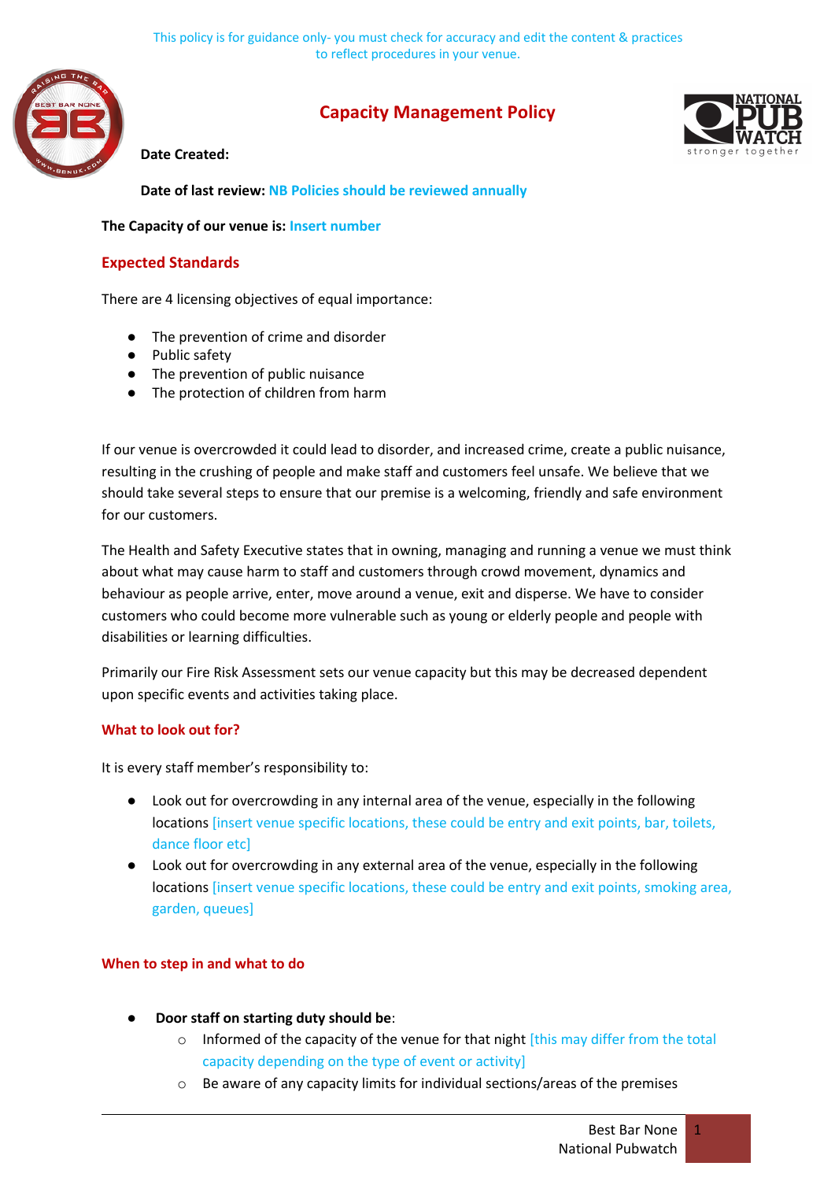This policy is for guidance only- you must check for accuracy and edit the content & practices to reflect procedures in your venue.

# Capacity Management Policy

**Date Created:**

**Date of last review:** NB Policies should be reviewed annually

**The Capacity of our venue is:** Insert number

## Expected Standards

There are 4 licensing objectives of equal importance:

- The prevention of crime and disorder
- Public safety
- The prevention of public nuisance
- The protection of children from harm

If our venue is overcrowded it could lead to disorder, and increased crime, create a public nuisance, resulting in the crushing of people and make staff and customers feel unsafe. We believe that we should take several steps to ensure that our premise is a welcoming, friendly and safe environment for our customers.

The Health and Safety Executive states that in owning, managing and running a venue we must think about what may cause harm to staff and customers through crowd movement, dynamics and behaviour as people arrive, enter, move around a venue, exit and disperse. We have to consider customers who could become more vulnerable such as young or elderly people and people with disabilities or learning difficulties.

Primarily our Fire Risk Assessment sets our venue capacity but this may be decreased dependent upon specific events and activities taking place.

### What to look out for?

It is every staff member's responsibility to:

- Look out for overcrowding in any internal area of the venue, especially in the following locations [insert venue specific locations, these could be entry and exit points, bar, toilets, dance floor etc]
- Look out for overcrowding in any external area of the venue, especially in the following locations [insert venue specific locations, these could be entry and exit points, smoking area, garden, queues]

### When to step in and what to do

- **Door staff on starting duty should be**:
  - Informed of the capacity of the venue for that night [this may differ from the total capacity depending on the type of event or activity]
  - Be aware of any capacity limits for individual sections/areas of the premises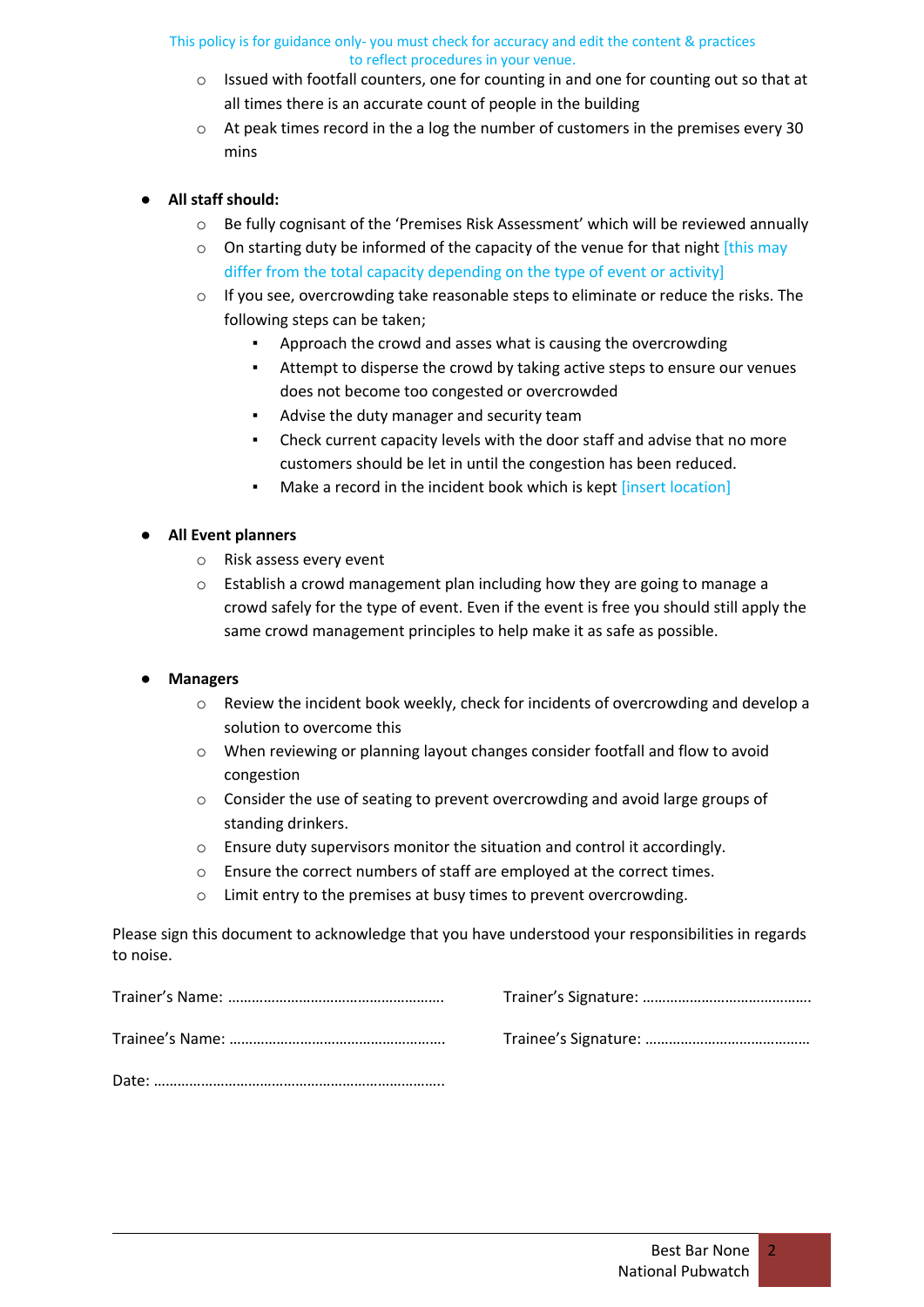This policy is for guidance only- you must check for accuracy and edit the content & practices to reflect procedures in your venue.

- Issued with footfall counters, one for counting in and one for counting out so that at all times there is an accurate count of people in the building
- At peak times record in the a log the number of customers in the premises every 30 mins

- **All staff should:**
  - Be fully cognisant of the 'Premises Risk Assessment' which will be reviewed annually
  - On starting duty be informed of the capacity of the venue for that night [this may differ from the total capacity depending on the type of event or activity]
  - If you see, overcrowding take reasonable steps to eliminate or reduce the risks. The following steps can be taken;
    - Approach the crowd and asses what is causing the overcrowding
    - Attempt to disperse the crowd by taking active steps to ensure our venues does not become too congested or overcrowded
    - Advise the duty manager and security team
    - Check current capacity levels with the door staff and advise that no more customers should be let in until the congestion has been reduced.
    - Make a record in the incident book which is kept [insert location]

- **All Event planners**
  - Risk assess every event
  - Establish a crowd management plan including how they are going to manage a crowd safely for the type of event. Even if the event is free you should still apply the same crowd management principles to help make it as safe as possible.

- **Managers**
  - Review the incident book weekly, check for incidents of overcrowding and develop a solution to overcome this
  - When reviewing or planning layout changes consider footfall and flow to avoid congestion
  - Consider the use of seating to prevent overcrowding and avoid large groups of standing drinkers.
  - Ensure duty supervisors monitor the situation and control it accordingly.
  - Ensure the correct numbers of staff are employed at the correct times.
  - Limit entry to the premises at busy times to prevent overcrowding.

Please sign this document to acknowledge that you have understood your responsibilities in regards to noise.

Trainer's Name: ……………………………………………… Trainer's Signature: ……………………………………

Trainee's Name: ……………………………………………… Trainee's Signature: ……………………………………

Date: ………………………………………………………………